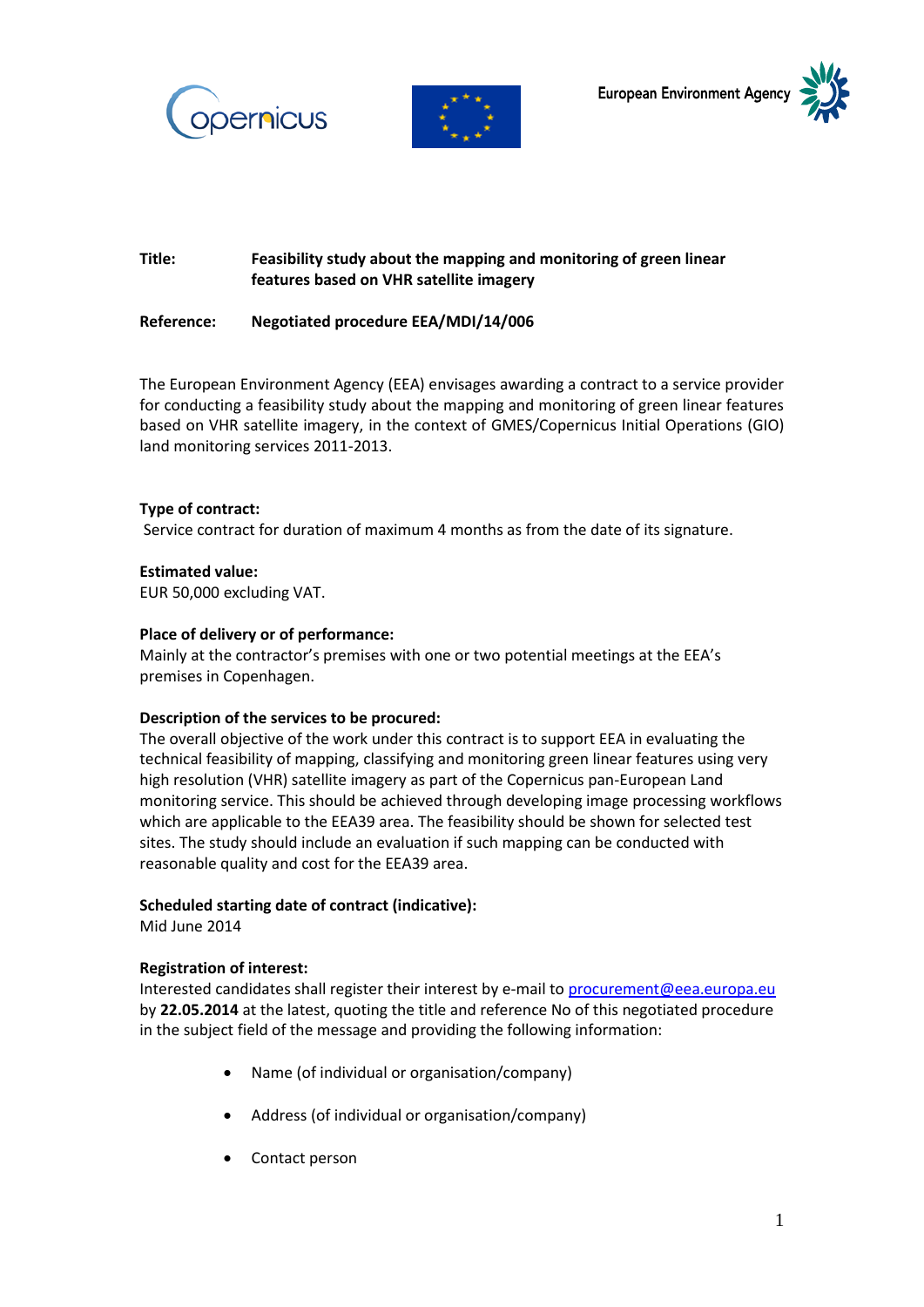**Title:** **Feasibility study about the mapping and monitoring of green linear features based on VHR satellite imagery**

**Reference:** **Negotiated procedure EEA/MDI/14/006**

The European Environment Agency (EEA) envisages awarding a contract to a service provider for conducting a feasibility study about the mapping and monitoring of green linear features based on VHR satellite imagery, in the context of GMES/Copernicus Initial Operations (GIO) land monitoring services 2011-2013.

**Type of contract:**
Service contract for duration of maximum 4 months as from the date of its signature.

**Estimated value:**
EUR 50,000 excluding VAT.

**Place of delivery or of performance:**
Mainly at the contractor's premises with one or two potential meetings at the EEA's premises in Copenhagen.

**Description of the services to be procured:**
The overall objective of the work under this contract is to support EEA in evaluating the technical feasibility of mapping, classifying and monitoring green linear features using very high resolution (VHR) satellite imagery as part of the Copernicus pan-European Land monitoring service. This should be achieved through developing image processing workflows which are applicable to the EEA39 area. The feasibility should be shown for selected test sites. The study should include an evaluation if such mapping can be conducted with reasonable quality and cost for the EEA39 area.

**Scheduled starting date of contract (indicative):**
Mid June 2014

**Registration of interest:**
Interested candidates shall register their interest by e-mail to procurement@eea.europa.eu by **22.05.2014** at the latest, quoting the title and reference No of this negotiated procedure in the subject field of the message and providing the following information:

- Name (of individual or organisation/company)
- Address (of individual or organisation/company)
- Contact person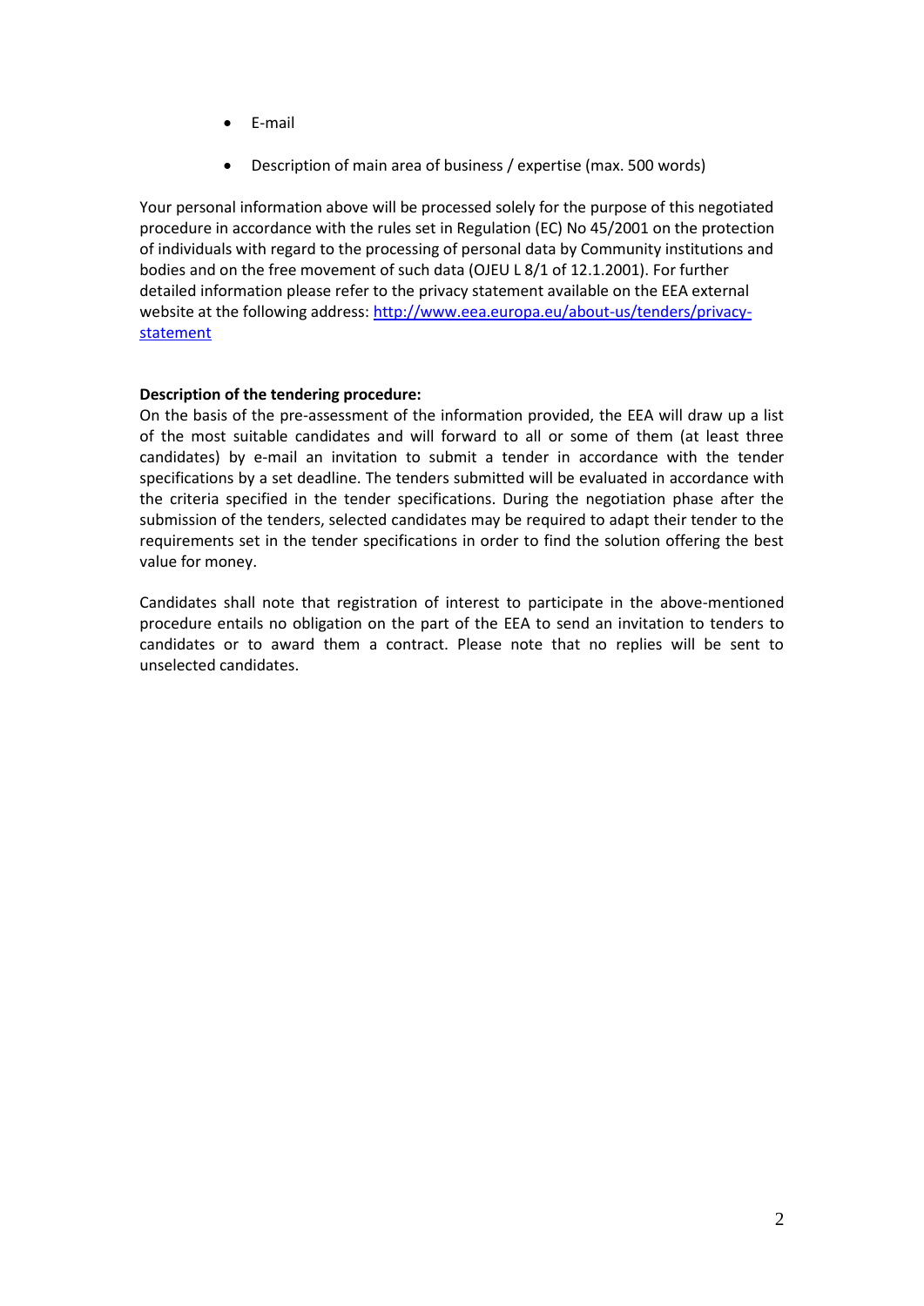- E-mail
- Description of main area of business / expertise (max. 500 words)

Your personal information above will be processed solely for the purpose of this negotiated procedure in accordance with the rules set in Regulation (EC) No 45/2001 on the protection of individuals with regard to the processing of personal data by Community institutions and bodies and on the free movement of such data (OJEU L 8/1 of 12.1.2001). For further detailed information please refer to the privacy statement available on the EEA external website at the following address: [http://www.eea.europa.eu/about-us/tenders/privacy-statement](http://www.eea.europa.eu/about-us/tenders/privacy-statement)

**Description of the tendering procedure:**
On the basis of the pre-assessment of the information provided, the EEA will draw up a list of the most suitable candidates and will forward to all or some of them (at least three candidates) by e-mail an invitation to submit a tender in accordance with the tender specifications by a set deadline. The tenders submitted will be evaluated in accordance with the criteria specified in the tender specifications. During the negotiation phase after the submission of the tenders, selected candidates may be required to adapt their tender to the requirements set in the tender specifications in order to find the solution offering the best value for money.

Candidates shall note that registration of interest to participate in the above-mentioned procedure entails no obligation on the part of the EEA to send an invitation to tenders to candidates or to award them a contract. Please note that no replies will be sent to unselected candidates.